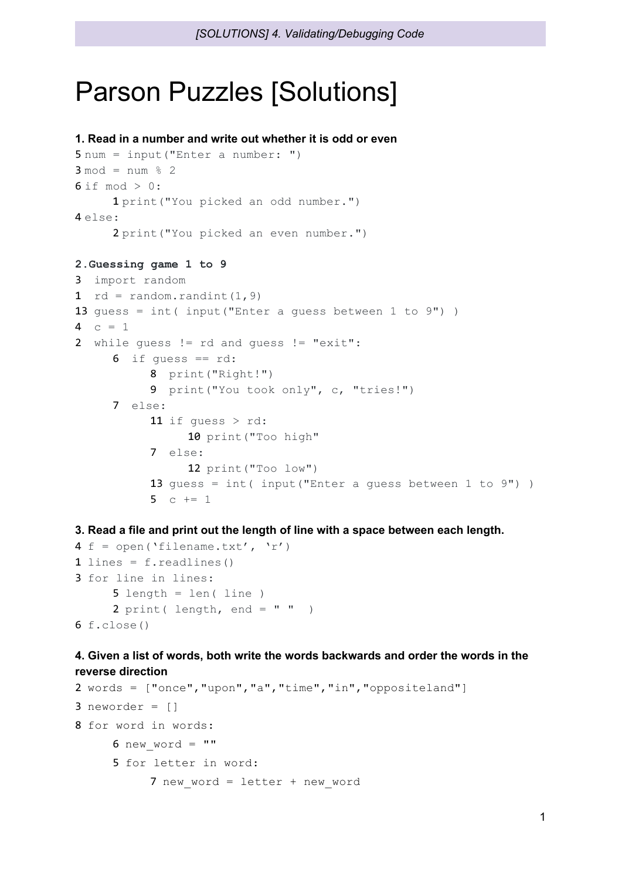# Parson Puzzles [Solutions]

**1. Read in a number and write out whether it is odd or even**

```
5 num = input("Enter a number: ")
3 mod = num % 2
6 if mod > 0:
      1 print("You picked an odd number.")
4 else:
      2 print("You picked an even number.")
```

**2.Guessing game 1 to 9**

```
3  import random
1  rd = random.randint(1,9)
13 guess = int( input("Enter a guess between 1 to 9") )
4  c = 1
2  while guess != rd and guess != "exit":
      6  if guess == rd:
            8  print("Right!")
            9  print("You took only", c, "tries!")
      7  else:
            11 if guess > rd:
                  10 print("Too high"
            7  else:
                  12 print("Too low")
            13 guess = int( input("Enter a guess between 1 to 9") )
            5  c += 1
```

**3. Read a file and print out the length of line with a space between each length.**

```
4 f = open('filename.txt', 'r')
1 lines = f.readlines()
3 for line in lines:
      5 length = len( line )
      2 print( length, end = " "  )
6 f.close()
```

**4. Given a list of words, both write the words backwards and order the words in the reverse direction**

```
2 words = ["once","upon","a","time","in","oppositeland"]
3 neworder = []
8 for word in words:
      6 new_word = ""
      5 for letter in word:
            7 new_word = letter + new_word
```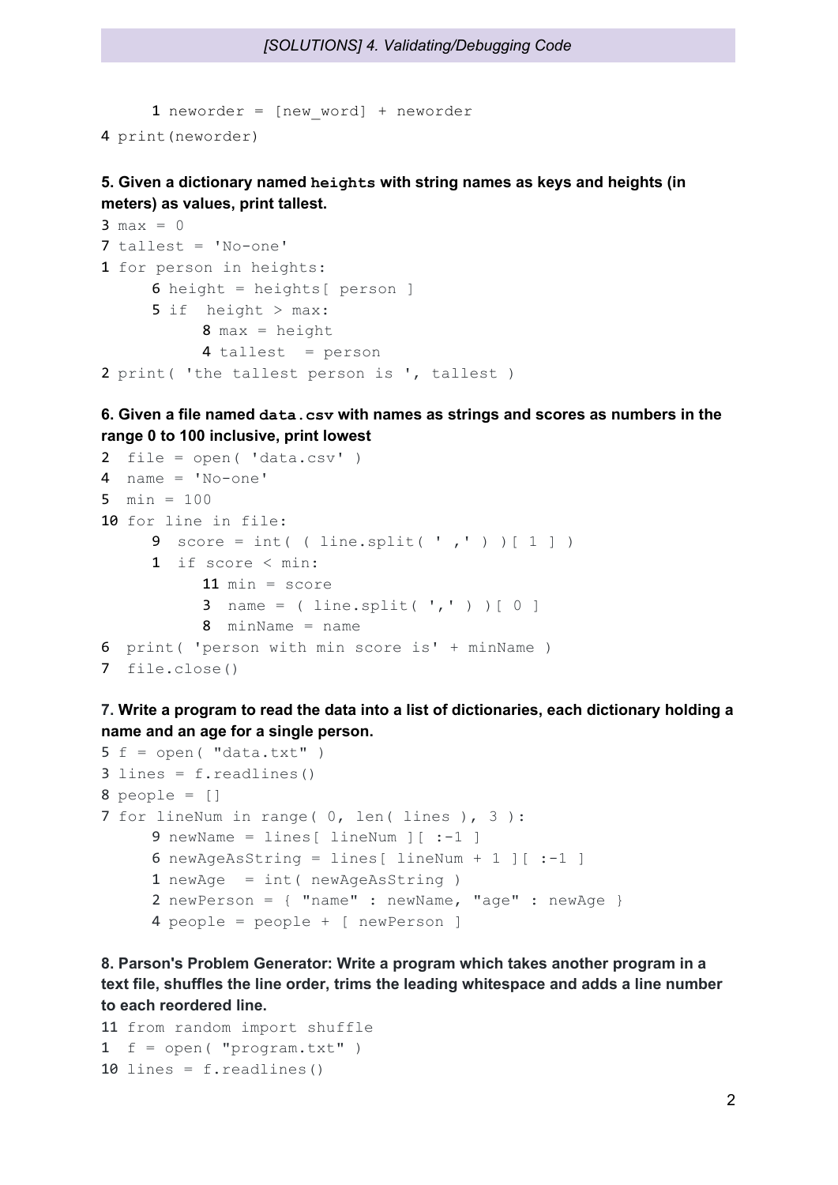```
     1 neworder = [new_word] + neworder
4 print(neworder)
```

**5. Given a dictionary named `heights` with string names as keys and heights (in meters) as values, print tallest.**

```
3 max = 0
7 tallest = 'No-one'
1 for person in heights:
     6 height = heights[ person ]
     5 if  height > max:
          8 max = height
          4 tallest  = person
2 print( 'the tallest person is ', tallest )
```

**6. Given a file named `data.csv` with names as strings and scores as numbers in the range 0 to 100 inclusive, print lowest**

```
2  file = open( 'data.csv' )
4  name = 'No-one'
5  min = 100
10 for line in file:
     9  score = int( ( line.split( ' ,' ) )[ 1 ] )
     1  if score < min:
          11 min = score
          3  name = ( line.split( ',' ) )[ 0 ]
          8  minName = name
6  print( 'person with min score is' + minName )
7  file.close()
```

**7. Write a program to read the data into a list of dictionaries, each dictionary holding a name and an age for a single person.**

```
5 f = open( "data.txt" )
3 lines = f.readlines()
8 people = []
7 for lineNum in range( 0, len( lines ), 3 ):
     9 newName = lines[ lineNum ][ :-1 ]
     6 newAgeAsString = lines[ lineNum + 1 ][ :-1 ]
     1 newAge  = int( newAgeAsString )
     2 newPerson = { "name" : newName, "age" : newAge }
     4 people = people + [ newPerson ]
```

**8. Parson's Problem Generator: Write a program which takes another program in a text file, shuffles the line order, trims the leading whitespace and adds a line number to each reordered line.**

```
11 from random import shuffle
1  f = open( "program.txt" )
10 lines = f.readlines()
```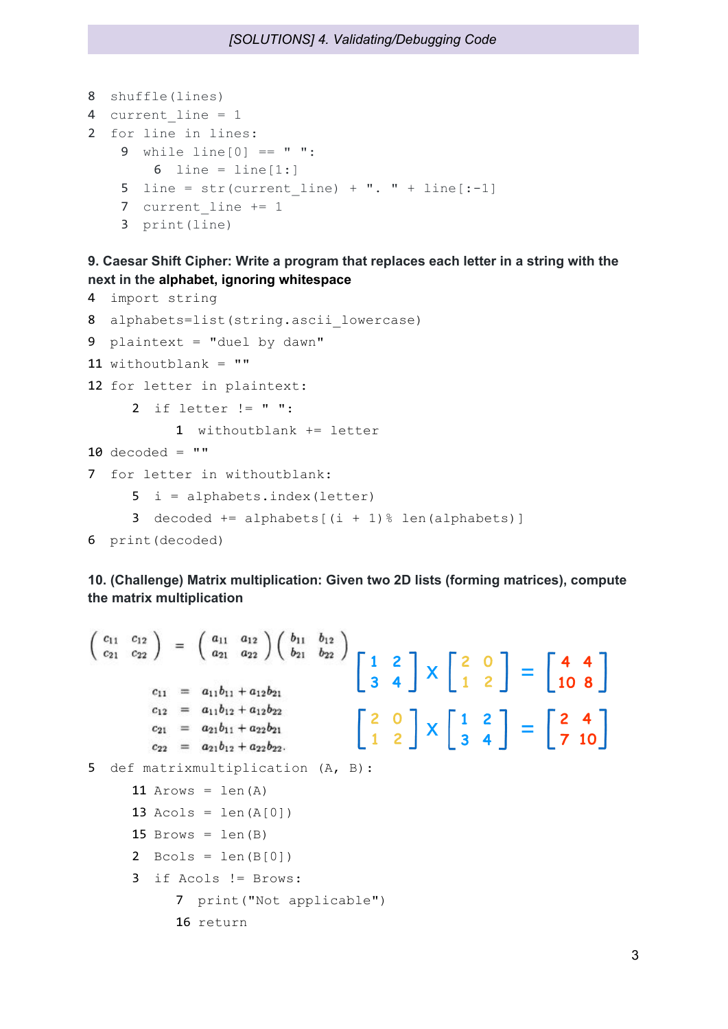```
8  shuffle(lines)
4  current_line = 1
2  for line in lines:
     9  while line[0] == " ":
          6  line = line[1:]
     5  line = str(current_line) + ". " + line[:-1]
     7  current_line += 1
     3  print(line)
```

**9. Caesar Shift Cipher: Write a program that replaces each letter in a string with the next in the alphabet, ignoring whitespace**

```
4  import string
8  alphabets=list(string.ascii_lowercase)
9  plaintext = "duel by dawn"
11 withoutblank = ""
12 for letter in plaintext:
     2  if letter != " ":
          1  withoutblank += letter
10 decoded = ""
7  for letter in withoutblank:
     5  i = alphabets.index(letter)
     3  decoded += alphabets[(i + 1)% len(alphabets)]
6  print(decoded)
```

**10. (Challenge) Matrix multiplication: Given two 2D lists (forming matrices), compute the matrix multiplication**

$$\begin{pmatrix} c_{11} & c_{12} \\ c_{21} & c_{22} \end{pmatrix} = \begin{pmatrix} a_{11} & a_{12} \\ a_{21} & a_{22} \end{pmatrix} \begin{pmatrix} b_{11} & b_{12} \\ b_{21} & b_{22} \end{pmatrix}$$

$$\begin{aligned} c_{11} &= a_{11}b_{11} + a_{12}b_{21} \\ c_{12} &= a_{11}b_{12} + a_{12}b_{22} \\ c_{21} &= a_{21}b_{11} + a_{22}b_{21} \\ c_{22} &= a_{21}b_{12} + a_{22}b_{22}. \end{aligned}$$

$$\begin{bmatrix} 1 & 2 \\ 3 & 4 \end{bmatrix} \times \begin{bmatrix} 2 & 0 \\ 1 & 2 \end{bmatrix} = \begin{bmatrix} 4 & 4 \\ 10 & 8 \end{bmatrix}$$

$$\begin{bmatrix} 2 & 0 \\ 1 & 2 \end{bmatrix} \times \begin{bmatrix} 1 & 2 \\ 3 & 4 \end{bmatrix} = \begin{bmatrix} 2 & 4 \\ 7 & 10 \end{bmatrix}$$

```
5  def matrixmultiplication (A, B):
     11 Arows = len(A)
     13 Acols = len(A[0])
     15 Brows = len(B)
     2  Bcols = len(B[0])
     3  if Acols != Brows:
          7  print("Not applicable")
          16 return
```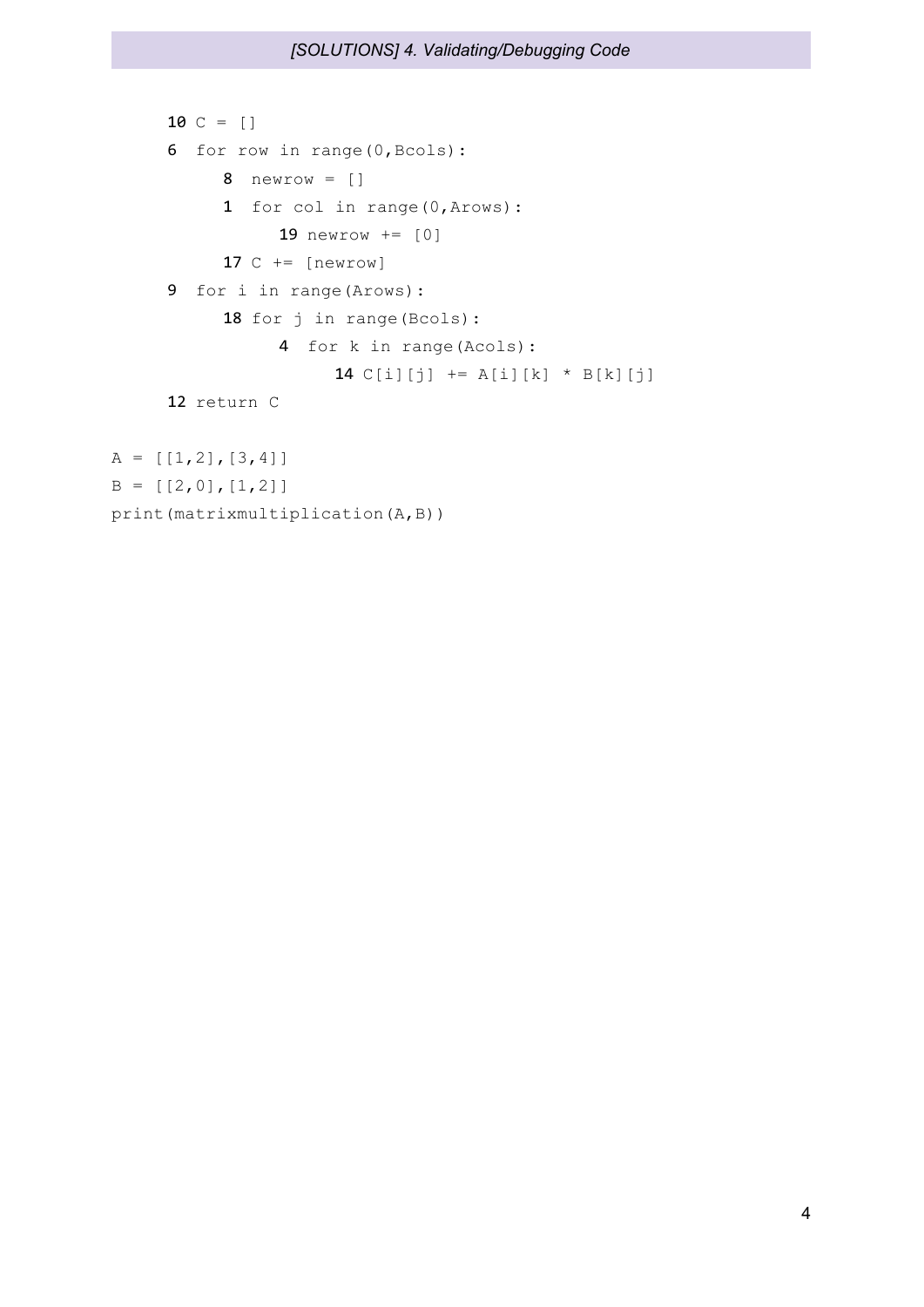```
    10 C = []
    6  for row in range(0,Bcols):
        8  newrow = []
        1  for col in range(0,Arows):
            19 newrow += [0]
        17 C += [newrow]
    9  for i in range(Arows):
        18 for j in range(Bcols):
            4  for k in range(Acols):
                14 C[i][j] += A[i][k] * B[k][j]
    12 return C

A = [[1,2],[3,4]]
B = [[2,0],[1,2]]
print(matrixmultiplication(A,B))
```